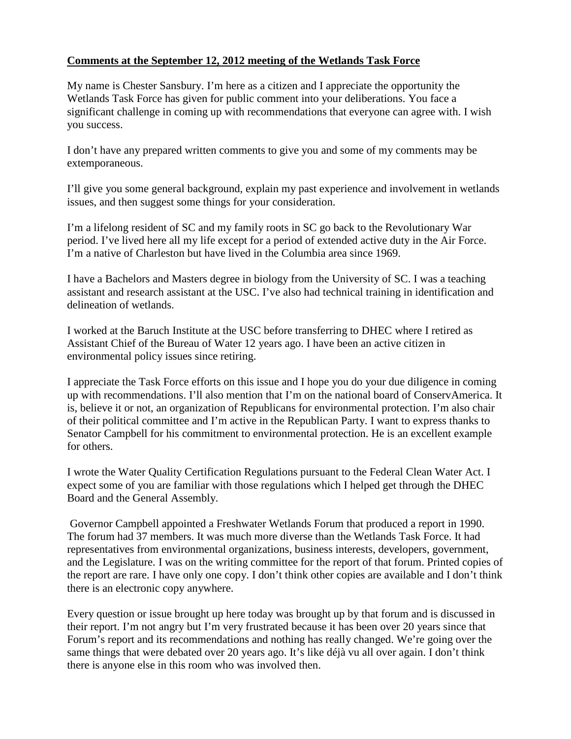**Comments at the September 12, 2012 meeting of the Wetlands Task Force**

My name is Chester Sansbury. I'm here as a citizen and I appreciate the opportunity the Wetlands Task Force has given for public comment into your deliberations. You face a significant challenge in coming up with recommendations that everyone can agree with. I wish you success.

I don't have any prepared written comments to give you and some of my comments may be extemporaneous.

I'll give you some general background, explain my past experience and involvement in wetlands issues, and then suggest some things for your consideration.

I'm a lifelong resident of SC and my family roots in SC go back to the Revolutionary War period. I've lived here all my life except for a period of extended active duty in the Air Force. I'm a native of Charleston but have lived in the Columbia area since 1969.

I have a Bachelors and Masters degree in biology from the University of SC. I was a teaching assistant and research assistant at the USC. I've also had technical training in identification and delineation of wetlands.

I worked at the Baruch Institute at the USC before transferring to DHEC where I retired as Assistant Chief of the Bureau of Water 12 years ago. I have been an active citizen in environmental policy issues since retiring.

I appreciate the Task Force efforts on this issue and I hope you do your due diligence in coming up with recommendations. I'll also mention that I'm on the national board of ConservAmerica. It is, believe it or not, an organization of Republicans for environmental protection. I'm also chair of their political committee and I'm active in the Republican Party. I want to express thanks to Senator Campbell for his commitment to environmental protection. He is an excellent example for others.

I wrote the Water Quality Certification Regulations pursuant to the Federal Clean Water Act. I expect some of you are familiar with those regulations which I helped get through the DHEC Board and the General Assembly.

Governor Campbell appointed a Freshwater Wetlands Forum that produced a report in 1990. The forum had 37 members. It was much more diverse than the Wetlands Task Force. It had representatives from environmental organizations, business interests, developers, government, and the Legislature. I was on the writing committee for the report of that forum. Printed copies of the report are rare. I have only one copy. I don't think other copies are available and I don't think there is an electronic copy anywhere.

Every question or issue brought up here today was brought up by that forum and is discussed in their report. I'm not angry but I'm very frustrated because it has been over 20 years since that Forum's report and its recommendations and nothing has really changed. We're going over the same things that were debated over 20 years ago. It's like déjà vu all over again. I don't think there is anyone else in this room who was involved then.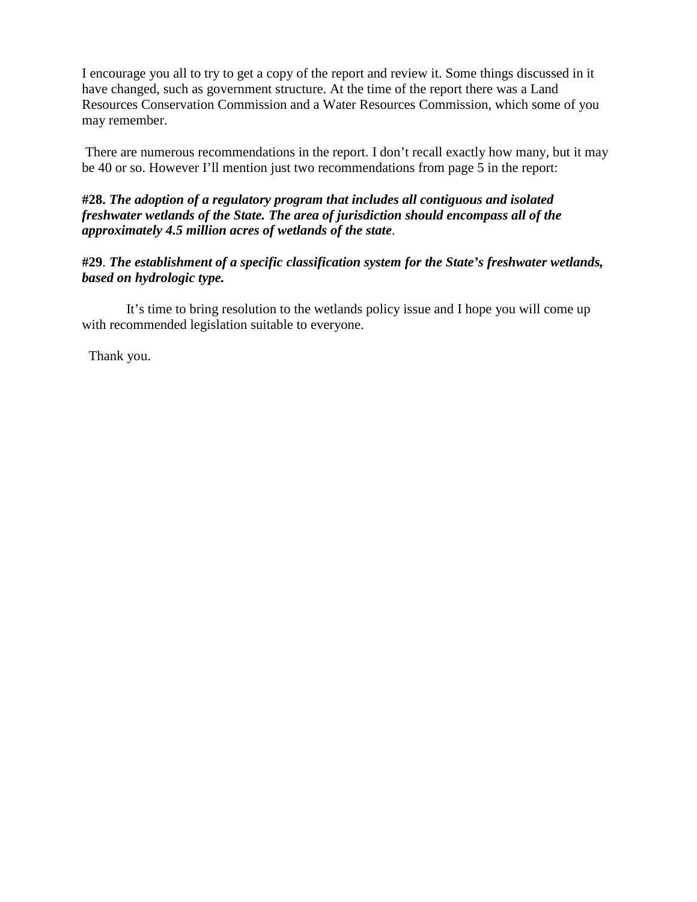I encourage you all to try to get a copy of the report and review it. Some things discussed in it have changed, such as government structure. At the time of the report there was a Land Resources Conservation Commission and a Water Resources Commission, which some of you may remember.

There are numerous recommendations in the report. I don't recall exactly how many, but it may be 40 or so. However I'll mention just two recommendations from page 5 in the report:

**#28.** ***The adoption of a regulatory program that includes all contiguous and isolated freshwater wetlands of the State. The area of jurisdiction should encompass all of the approximately 4.5 million acres of wetlands of the state***.

**#29**. ***The establishment of a specific classification system for the State's freshwater wetlands, based on hydrologic type.***

It's time to bring resolution to the wetlands policy issue and I hope you will come up with recommended legislation suitable to everyone.

Thank you.